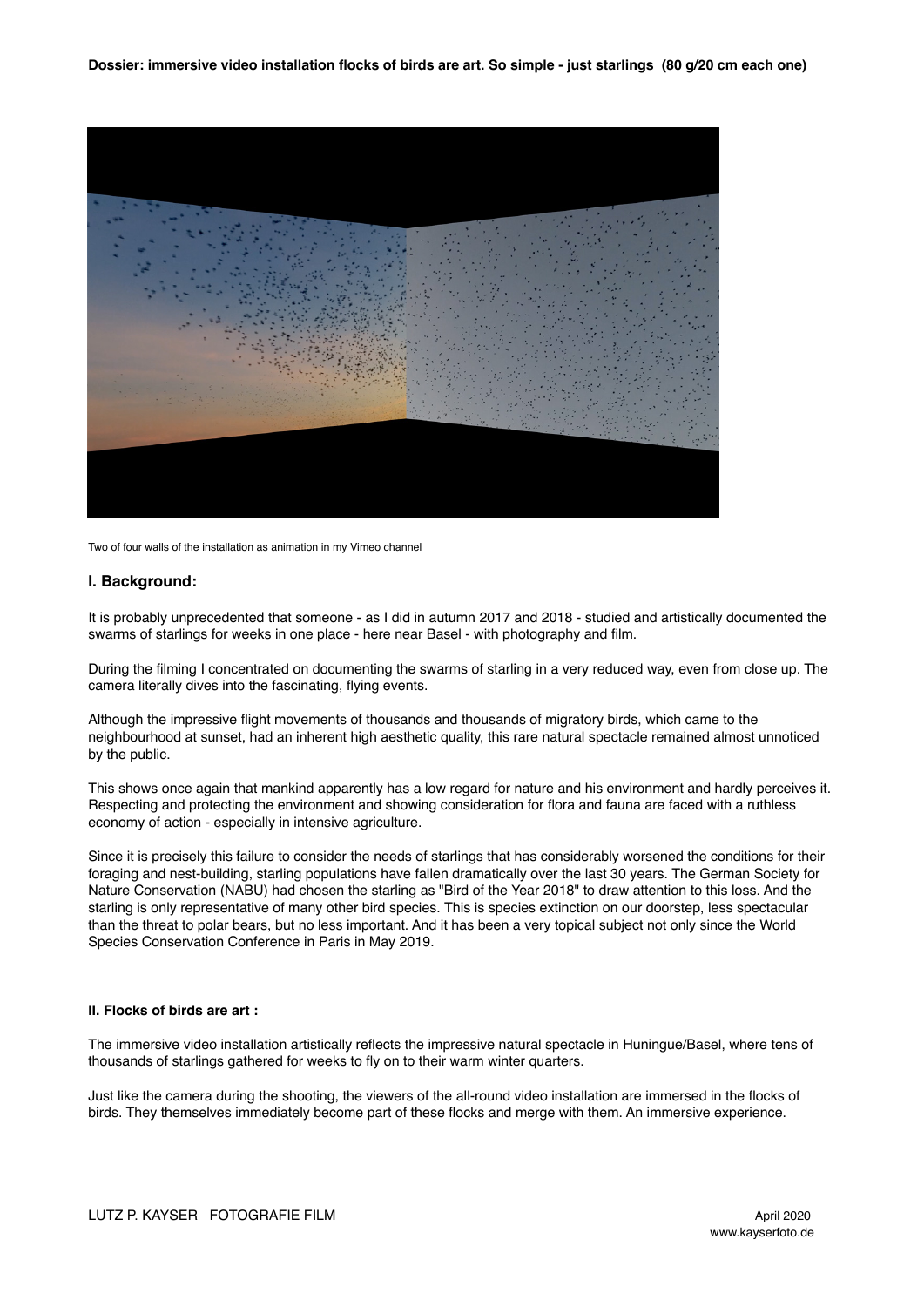**Dossier: immersive video installation flocks of birds are art. So simple - just starlings (80 g/20 cm each one)**

Two of four walls of the installation as animation in my Vimeo channel

## I. Background:

It is probably unprecedented that someone - as I did in autumn 2017 and 2018 - studied and artistically documented the swarms of starlings for weeks in one place - here near Basel - with photography and film.

During the filming I concentrated on documenting the swarms of starling in a very reduced way, even from close up. The camera literally dives into the fascinating, flying events.

Although the impressive flight movements of thousands and thousands of migratory birds, which came to the neighbourhood at sunset, had an inherent high aesthetic quality, this rare natural spectacle remained almost unnoticed by the public.

This shows once again that mankind apparently has a low regard for nature and his environment and hardly perceives it. Respecting and protecting the environment and showing consideration for flora and fauna are faced with a ruthless economy of action - especially in intensive agriculture.

Since it is precisely this failure to consider the needs of starlings that has considerably worsened the conditions for their foraging and nest-building, starling populations have fallen dramatically over the last 30 years. The German Society for Nature Conservation (NABU) had chosen the starling as "Bird of the Year 2018" to draw attention to this loss. And the starling is only representative of many other bird species. This is species extinction on our doorstep, less spectacular than the threat to polar bears, but no less important. And it has been a very topical subject not only since the World Species Conservation Conference in Paris in May 2019.

### II. Flocks of birds are art :

The immersive video installation artistically reflects the impressive natural spectacle in Huningue/Basel, where tens of thousands of starlings gathered for weeks to fly on to their warm winter quarters.

Just like the camera during the shooting, the viewers of the all-round video installation are immersed in the flocks of birds. They themselves immediately become part of these flocks and merge with them. An immersive experience.

LUTZ P. KAYSER FOTOGRAFIE FILM

April 2020
www.kayserfoto.de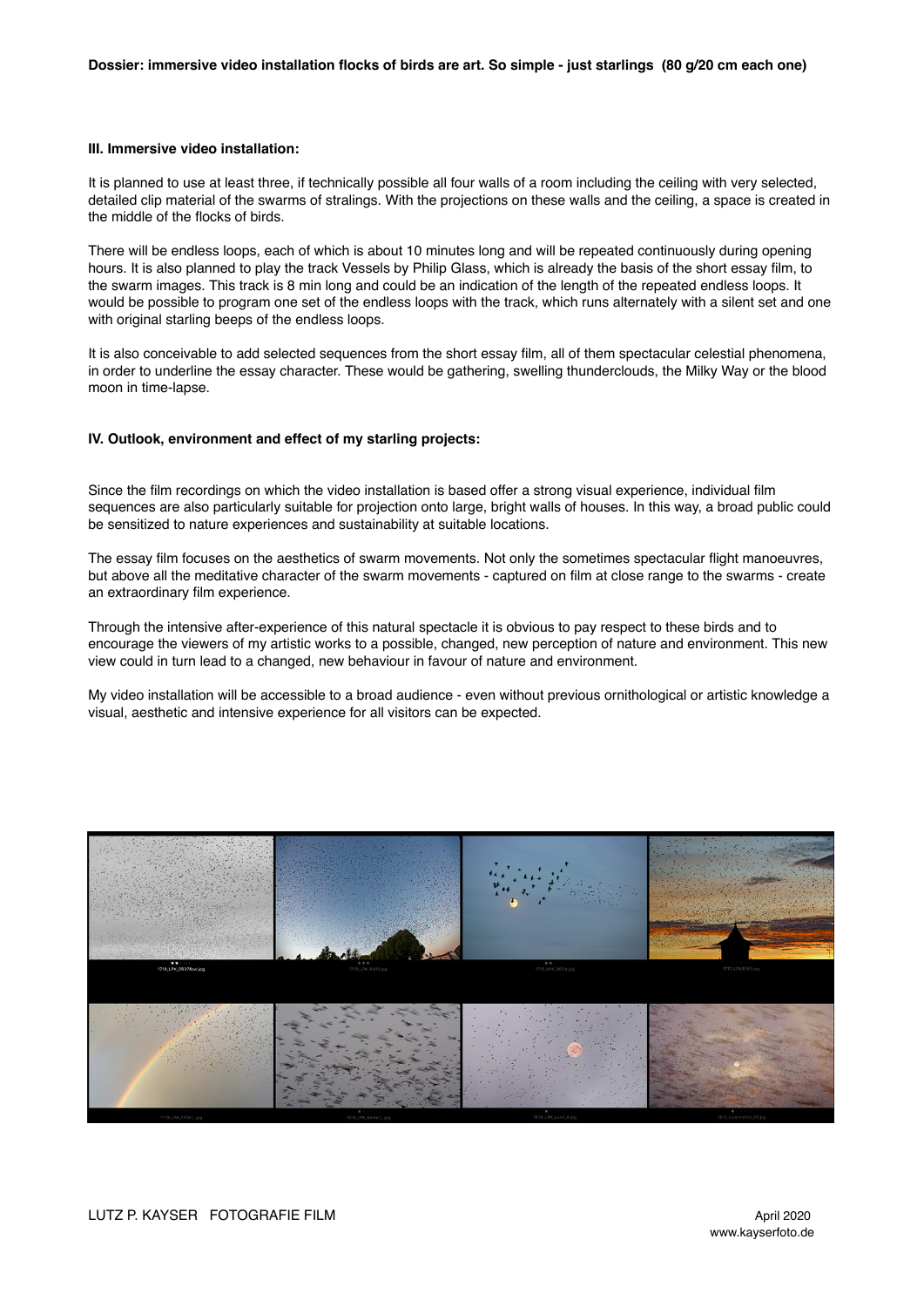**Dossier: immersive video installation flocks of birds are art. So simple - just starlings (80 g/20 cm each one)**

### III. Immersive video installation:

It is planned to use at least three, if technically possible all four walls of a room including the ceiling with very selected, detailed clip material of the swarms of stralings. With the projections on these walls and the ceiling, a space is created in the middle of the flocks of birds.

There will be endless loops, each of which is about 10 minutes long and will be repeated continuously during opening hours. It is also planned to play the track Vessels by Philip Glass, which is already the basis of the short essay film, to the swarm images. This track is 8 min long and could be an indication of the length of the repeated endless loops. It would be possible to program one set of the endless loops with the track, which runs alternately with a silent set and one with original starling beeps of the endless loops.

It is also conceivable to add selected sequences from the short essay film, all of them spectacular celestial phenomena, in order to underline the essay character. These would be gathering, swelling thunderclouds, the Milky Way or the blood moon in time-lapse.

### IV. Outlook, environment and effect of my starling projects:

Since the film recordings on which the video installation is based offer a strong visual experience, individual film sequences are also particularly suitable for projection onto large, bright walls of houses. In this way, a broad public could be sensitized to nature experiences and sustainability at suitable locations.

The essay film focuses on the aesthetics of swarm movements. Not only the sometimes spectacular flight manoeuvres, but above all the meditative character of the swarm movements - captured on film at close range to the swarms - create an extraordinary film experience.

Through the intensive after-experience of this natural spectacle it is obvious to pay respect to these birds and to encourage the viewers of my artistic works to a possible, changed, new perception of nature and environment. This new view could in turn lead to a changed, new behaviour in favour of nature and environment.

My video installation will be accessible to a broad audience - even without previous ornithological or artistic knowledge a visual, aesthetic and intensive experience for all visitors can be expected.

LUTZ P. KAYSER FOTOGRAFIE FILM

April 2020
www.kayserfoto.de